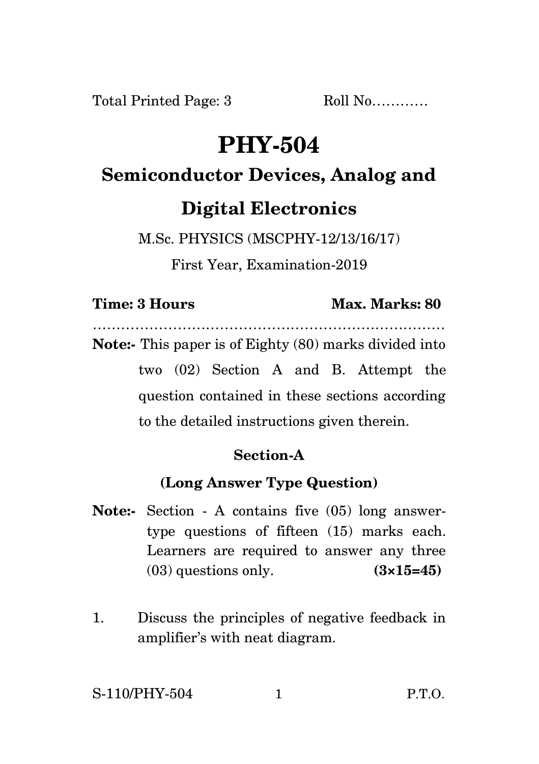Total Printed Page: 3 Roll No…………

# PHY-504

## Semiconductor Devices, Analog and Digital Electronics

M.Sc. PHYSICS (MSCPHY-12/13/16/17)

First Year, Examination-2019

**Time: 3 Hours** **Max. Marks: 80**

…………………………………………………………………

**Note:-** This paper is of Eighty (80) marks divided into two (02) Section A and B. Attempt the question contained in these sections according to the detailed instructions given therein.

### Section-A

### (Long Answer Type Question)

**Note:-** Section - A contains five (05) long answer-type questions of fifteen (15) marks each. Learners are required to answer any three (03) questions only. **(3×15=45)**

1. Discuss the principles of negative feedback in amplifier's with neat diagram.

S-110/PHY-504 P.T.O.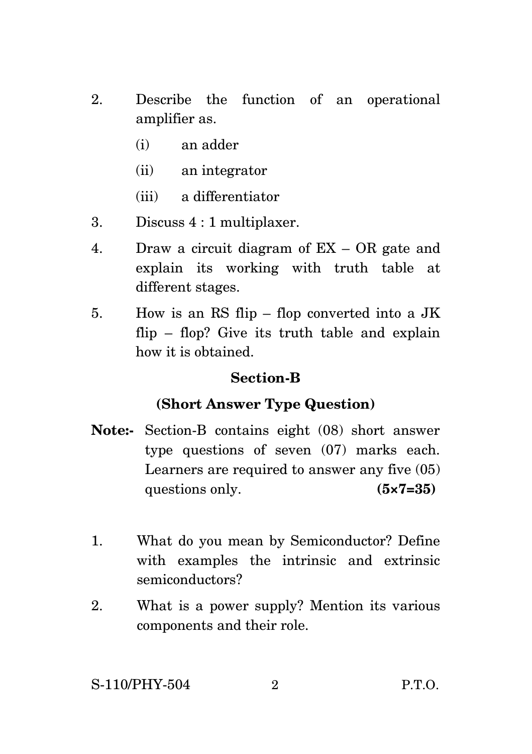2. Describe the function of an operational amplifier as.

   (i) an adder

   (ii) an integrator

   (iii) a differentiator

3. Discuss 4 : 1 multiplaxer.

4. Draw a circuit diagram of EX – OR gate and explain its working with truth table at different stages.

5. How is an RS flip – flop converted into a JK flip – flop? Give its truth table and explain how it is obtained.

## Section-B

### (Short Answer Type Question)

**Note:-** Section-B contains eight (08) short answer type questions of seven (07) marks each. Learners are required to answer any five (05) questions only. **(5×7=35)**

1. What do you mean by Semiconductor? Define with examples the intrinsic and extrinsic semiconductors?

2. What is a power supply? Mention its various components and their role.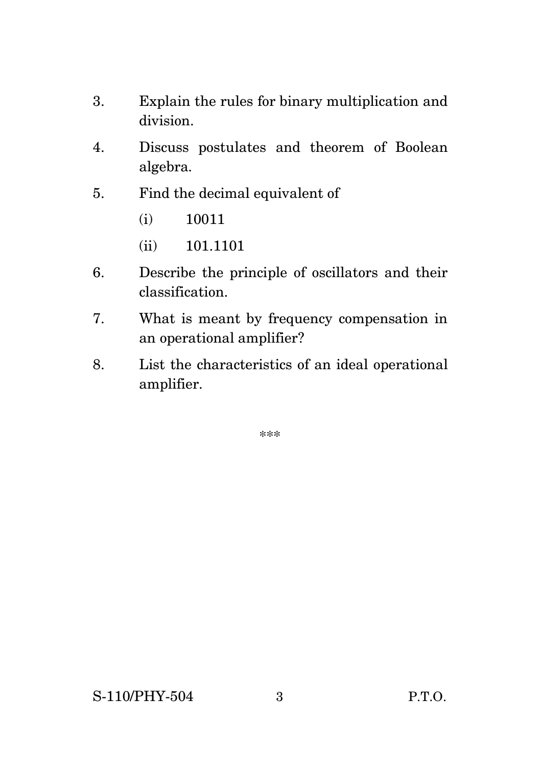3. Explain the rules for binary multiplication and division.

4. Discuss postulates and theorem of Boolean algebra.

5. Find the decimal equivalent of

   (i) 10011

   (ii) 101.1101

6. Describe the principle of oscillators and their classification.

7. What is meant by frequency compensation in an operational amplifier?

8. List the characteristics of an ideal operational amplifier.

***